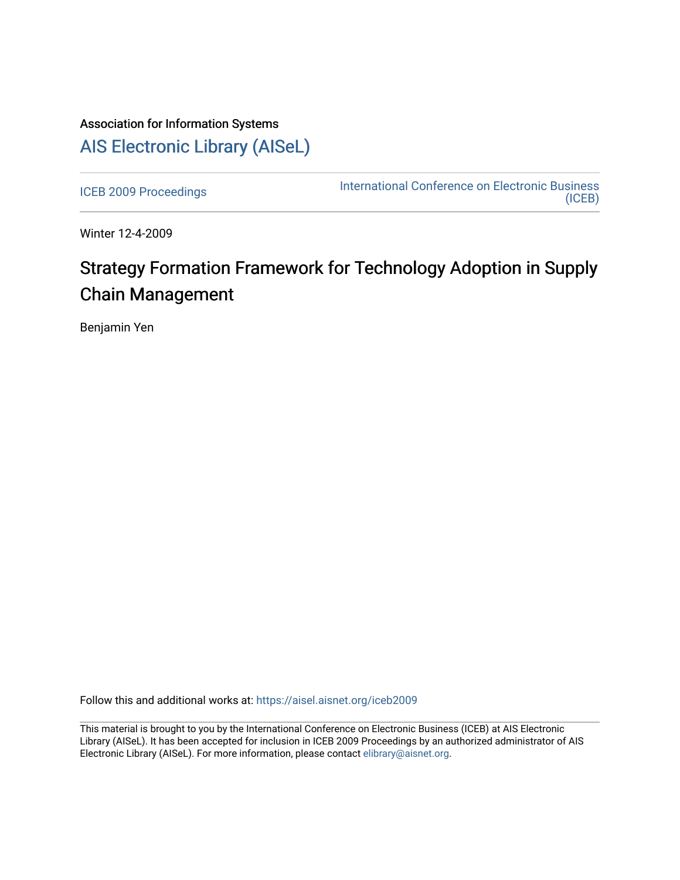Association for Information Systems

# AIS Electronic Library (AISeL)

ICEB 2009 Proceedings

International Conference on Electronic Business (ICEB)

Winter 12-4-2009

# Strategy Formation Framework for Technology Adoption in Supply Chain Management

Benjamin Yen

Follow this and additional works at: https://aisel.aisnet.org/iceb2009

This material is brought to you by the International Conference on Electronic Business (ICEB) at AIS Electronic Library (AISeL). It has been accepted for inclusion in ICEB 2009 Proceedings by an authorized administrator of AIS Electronic Library (AISeL). For more information, please contact elibrary@aisnet.org.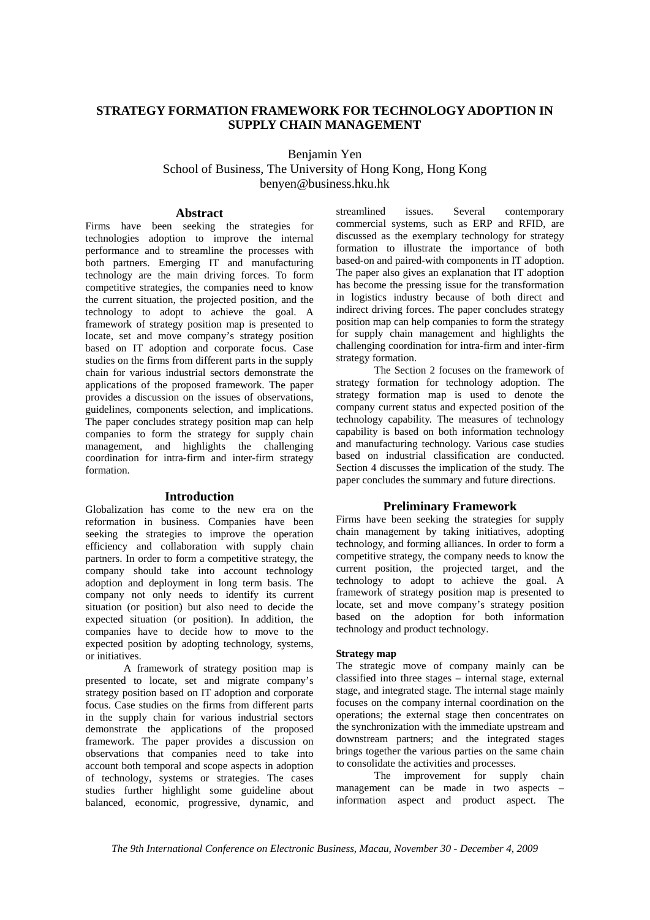# STRATEGY FORMATION FRAMEWORK FOR TECHNOLOGY ADOPTION IN SUPPLY CHAIN MANAGEMENT

Benjamin Yen
School of Business, The University of Hong Kong, Hong Kong
benyen@business.hku.hk

## Abstract

Firms have been seeking the strategies for technologies adoption to improve the internal performance and to streamline the processes with both partners. Emerging IT and manufacturing technology are the main driving forces. To form competitive strategies, the companies need to know the current situation, the projected position, and the technology to adopt to achieve the goal. A framework of strategy position map is presented to locate, set and move company's strategy position based on IT adoption and corporate focus. Case studies on the firms from different parts in the supply chain for various industrial sectors demonstrate the applications of the proposed framework. The paper provides a discussion on the issues of observations, guidelines, components selection, and implications. The paper concludes strategy position map can help companies to form the strategy for supply chain management, and highlights the challenging coordination for intra-firm and inter-firm strategy formation.

## Introduction

Globalization has come to the new era on the reformation in business. Companies have been seeking the strategies to improve the operation efficiency and collaboration with supply chain partners. In order to form a competitive strategy, the company should take into account technology adoption and deployment in long term basis. The company not only needs to identify its current situation (or position) but also need to decide the expected situation (or position). In addition, the companies have to decide how to move to the expected position by adopting technology, systems, or initiatives.

A framework of strategy position map is presented to locate, set and migrate company's strategy position based on IT adoption and corporate focus. Case studies on the firms from different parts in the supply chain for various industrial sectors demonstrate the applications of the proposed framework. The paper provides a discussion on observations that companies need to take into account both temporal and scope aspects in adoption of technology, systems or strategies. The cases studies further highlight some guideline about balanced, economic, progressive, dynamic, and streamlined issues. Several contemporary commercial systems, such as ERP and RFID, are discussed as the exemplary technology for strategy formation to illustrate the importance of both based-on and paired-with components in IT adoption. The paper also gives an explanation that IT adoption has become the pressing issue for the transformation in logistics industry because of both direct and indirect driving forces. The paper concludes strategy position map can help companies to form the strategy for supply chain management and highlights the challenging coordination for intra-firm and inter-firm strategy formation.

The Section 2 focuses on the framework of strategy formation for technology adoption. The strategy formation map is used to denote the company current status and expected position of the technology capability. The measures of technology capability is based on both information technology and manufacturing technology. Various case studies based on industrial classification are conducted. Section 4 discusses the implication of the study. The paper concludes the summary and future directions.

## Preliminary Framework

Firms have been seeking the strategies for supply chain management by taking initiatives, adopting technology, and forming alliances. In order to form a competitive strategy, the company needs to know the current position, the projected target, and the technology to adopt to achieve the goal. A framework of strategy position map is presented to locate, set and move company's strategy position based on the adoption for both information technology and product technology.

### Strategy map

The strategic move of company mainly can be classified into three stages – internal stage, external stage, and integrated stage. The internal stage mainly focuses on the company internal coordination on the operations; the external stage then concentrates on the synchronization with the immediate upstream and downstream partners; and the integrated stages brings together the various parties on the same chain to consolidate the activities and processes.

The improvement for supply chain management can be made in two aspects – information aspect and product aspect. The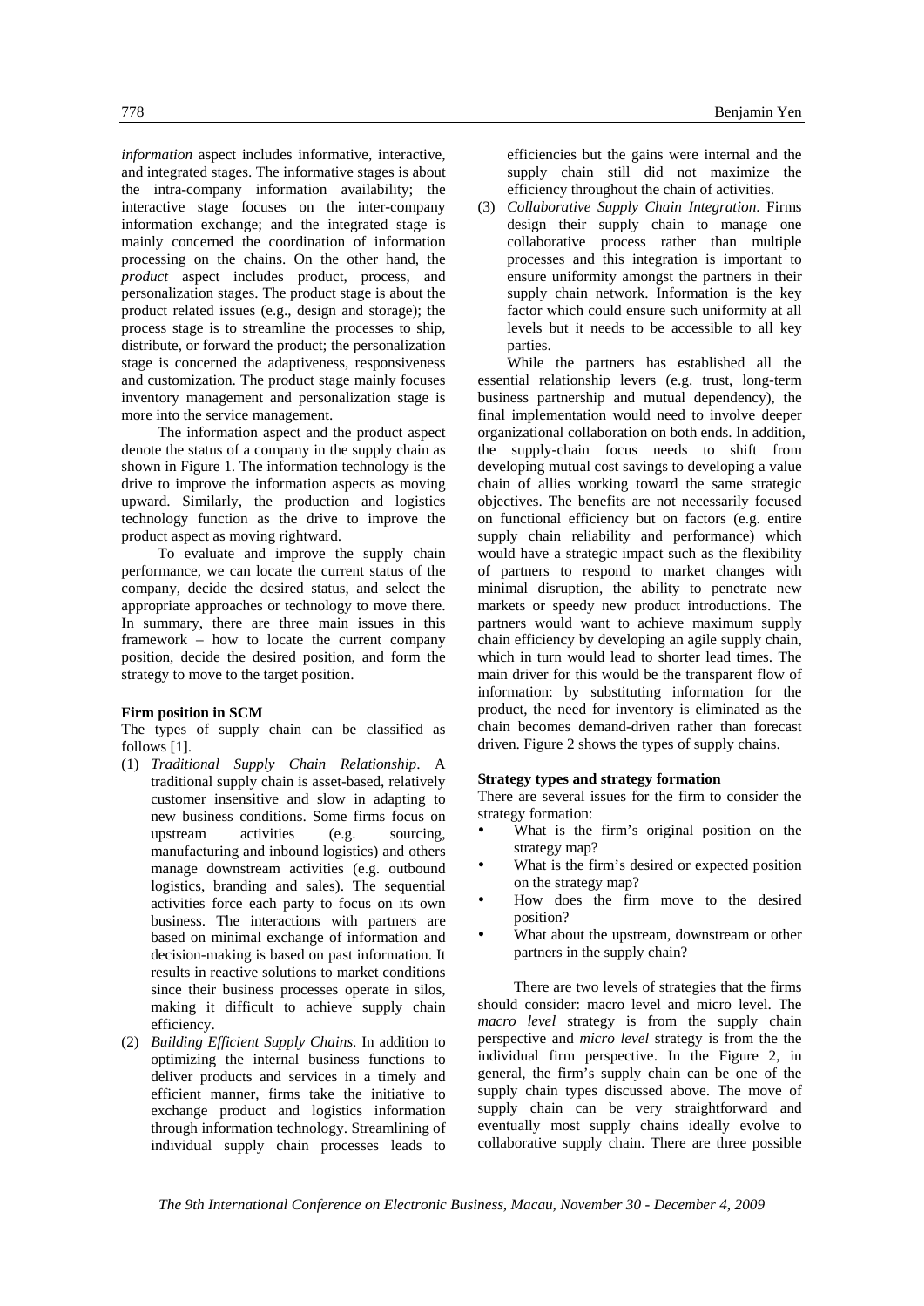*information* aspect includes informative, interactive, and integrated stages. The informative stages is about the intra-company information availability; the interactive stage focuses on the inter-company information exchange; and the integrated stage is mainly concerned the coordination of information processing on the chains. On the other hand, the *product* aspect includes product, process, and personalization stages. The product stage is about the product related issues (e.g., design and storage); the process stage is to streamline the processes to ship, distribute, or forward the product; the personalization stage is concerned the adaptiveness, responsiveness and customization. The product stage mainly focuses inventory management and personalization stage is more into the service management.

The information aspect and the product aspect denote the status of a company in the supply chain as shown in Figure 1. The information technology is the drive to improve the information aspects as moving upward. Similarly, the production and logistics technology function as the drive to improve the product aspect as moving rightward.

To evaluate and improve the supply chain performance, we can locate the current status of the company, decide the desired status, and select the appropriate approaches or technology to move there. In summary, there are three main issues in this framework – how to locate the current company position, decide the desired position, and form the strategy to move to the target position.

**Firm position in SCM**

The types of supply chain can be classified as follows [1].

(1) *Traditional Supply Chain Relationship*. A traditional supply chain is asset-based, relatively customer insensitive and slow in adapting to new business conditions. Some firms focus on upstream activities (e.g. sourcing, manufacturing and inbound logistics) and others manage downstream activities (e.g. outbound logistics, branding and sales). The sequential activities force each party to focus on its own business. The interactions with partners are based on minimal exchange of information and decision-making is based on past information. It results in reactive solutions to market conditions since their business processes operate in silos, making it difficult to achieve supply chain efficiency.

(2) *Building Efficient Supply Chains.* In addition to optimizing the internal business functions to deliver products and services in a timely and efficient manner, firms take the initiative to exchange product and logistics information through information technology. Streamlining of individual supply chain processes leads to efficiencies but the gains were internal and the supply chain still did not maximize the efficiency throughout the chain of activities.

(3) *Collaborative Supply Chain Integration*. Firms design their supply chain to manage one collaborative process rather than multiple processes and this integration is important to ensure uniformity amongst the partners in their supply chain network. Information is the key factor which could ensure such uniformity at all levels but it needs to be accessible to all key parties.

While the partners has established all the essential relationship levers (e.g. trust, long-term business partnership and mutual dependency), the final implementation would need to involve deeper organizational collaboration on both ends. In addition, the supply-chain focus needs to shift from developing mutual cost savings to developing a value chain of allies working toward the same strategic objectives. The benefits are not necessarily focused on functional efficiency but on factors (e.g. entire supply chain reliability and performance) which would have a strategic impact such as the flexibility of partners to respond to market changes with minimal disruption, the ability to penetrate new markets or speedy new product introductions. The partners would want to achieve maximum supply chain efficiency by developing an agile supply chain, which in turn would lead to shorter lead times. The main driver for this would be the transparent flow of information: by substituting information for the product, the need for inventory is eliminated as the chain becomes demand-driven rather than forecast driven. Figure 2 shows the types of supply chains.

**Strategy types and strategy formation**

There are several issues for the firm to consider the strategy formation:

- What is the firm's original position on the strategy map?
- What is the firm's desired or expected position on the strategy map?
- How does the firm move to the desired position?
- What about the upstream, downstream or other partners in the supply chain?

There are two levels of strategies that the firms should consider: macro level and micro level. The *macro level* strategy is from the supply chain perspective and *micro level* strategy is from the the individual firm perspective. In the Figure 2, in general, the firm's supply chain can be one of the supply chain types discussed above. The move of supply chain can be very straightforward and eventually most supply chains ideally evolve to collaborative supply chain. There are three possible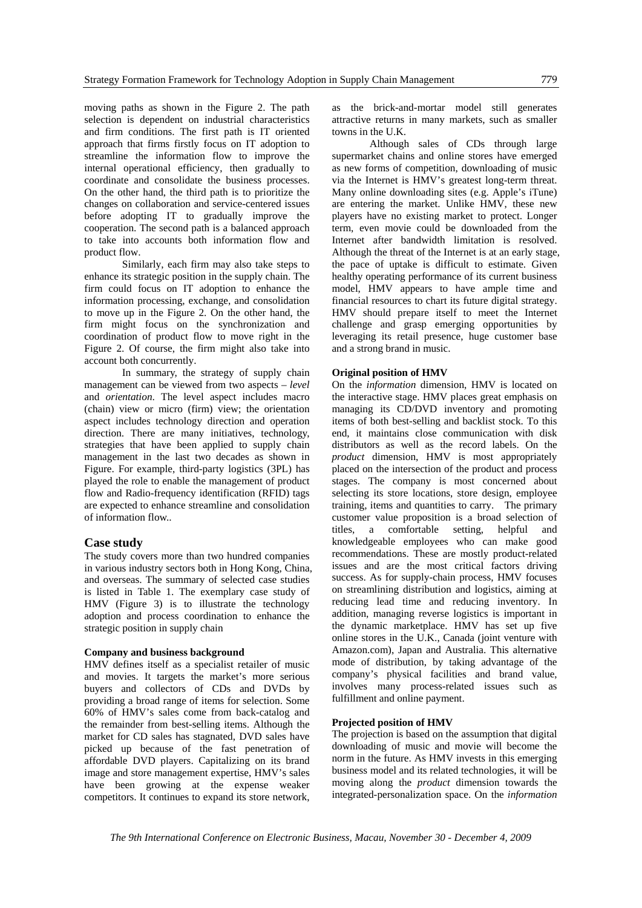moving paths as shown in the Figure 2. The path selection is dependent on industrial characteristics and firm conditions. The first path is IT oriented approach that firms firstly focus on IT adoption to streamline the information flow to improve the internal operational efficiency, then gradually to coordinate and consolidate the business processes. On the other hand, the third path is to prioritize the changes on collaboration and service-centered issues before adopting IT to gradually improve the cooperation. The second path is a balanced approach to take into accounts both information flow and product flow.

Similarly, each firm may also take steps to enhance its strategic position in the supply chain. The firm could focus on IT adoption to enhance the information processing, exchange, and consolidation to move up in the Figure 2. On the other hand, the firm might focus on the synchronization and coordination of product flow to move right in the Figure 2. Of course, the firm might also take into account both concurrently.

In summary, the strategy of supply chain management can be viewed from two aspects – *level* and *orientation*. The level aspect includes macro (chain) view or micro (firm) view; the orientation aspect includes technology direction and operation direction. There are many initiatives, technology, strategies that have been applied to supply chain management in the last two decades as shown in Figure. For example, third-party logistics (3PL) has played the role to enable the management of product flow and Radio-frequency identification (RFID) tags are expected to enhance streamline and consolidation of information flow..

## Case study

The study covers more than two hundred companies in various industry sectors both in Hong Kong, China, and overseas. The summary of selected case studies is listed in Table 1. The exemplary case study of HMV (Figure 3) is to illustrate the technology adoption and process coordination to enhance the strategic position in supply chain

### Company and business background

HMV defines itself as a specialist retailer of music and movies. It targets the market's more serious buyers and collectors of CDs and DVDs by providing a broad range of items for selection. Some 60% of HMV's sales come from back-catalog and the remainder from best-selling items. Although the market for CD sales has stagnated, DVD sales have picked up because of the fast penetration of affordable DVD players. Capitalizing on its brand image and store management expertise, HMV's sales have been growing at the expense weaker competitors. It continues to expand its store network, as the brick-and-mortar model still generates attractive returns in many markets, such as smaller towns in the U.K.

Although sales of CDs through large supermarket chains and online stores have emerged as new forms of competition, downloading of music via the Internet is HMV's greatest long-term threat. Many online downloading sites (e.g. Apple's iTune) are entering the market. Unlike HMV, these new players have no existing market to protect. Longer term, even movie could be downloaded from the Internet after bandwidth limitation is resolved. Although the threat of the Internet is at an early stage, the pace of uptake is difficult to estimate. Given healthy operating performance of its current business model, HMV appears to have ample time and financial resources to chart its future digital strategy. HMV should prepare itself to meet the Internet challenge and grasp emerging opportunities by leveraging its retail presence, huge customer base and a strong brand in music.

### Original position of HMV

On the *information* dimension, HMV is located on the interactive stage. HMV places great emphasis on managing its CD/DVD inventory and promoting items of both best-selling and backlist stock. To this end, it maintains close communication with disk distributors as well as the record labels. On the *product* dimension, HMV is most appropriately placed on the intersection of the product and process stages. The company is most concerned about selecting its store locations, store design, employee training, items and quantities to carry. The primary customer value proposition is a broad selection of titles, a comfortable setting, helpful and knowledgeable employees who can make good recommendations. These are mostly product-related issues and are the most critical factors driving success. As for supply-chain process, HMV focuses on streamlining distribution and logistics, aiming at reducing lead time and reducing inventory. In addition, managing reverse logistics is important in the dynamic marketplace. HMV has set up five online stores in the U.K., Canada (joint venture with Amazon.com), Japan and Australia. This alternative mode of distribution, by taking advantage of the company's physical facilities and brand value, involves many process-related issues such as fulfillment and online payment.

### Projected position of HMV

The projection is based on the assumption that digital downloading of music and movie will become the norm in the future. As HMV invests in this emerging business model and its related technologies, it will be moving along the *product* dimension towards the integrated-personalization space. On the *information*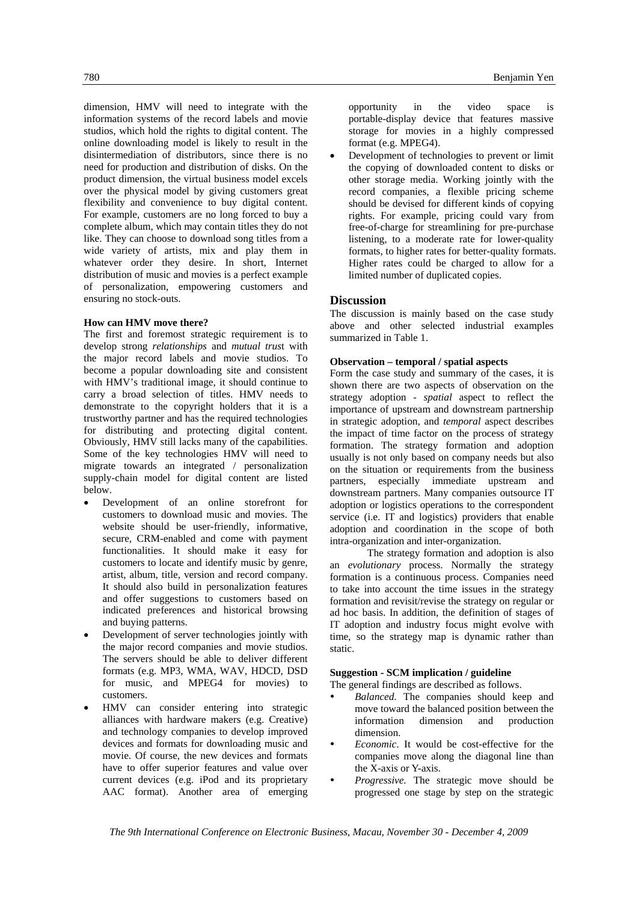dimension, HMV will need to integrate with the information systems of the record labels and movie studios, which hold the rights to digital content. The online downloading model is likely to result in the disintermediation of distributors, since there is no need for production and distribution of disks. On the product dimension, the virtual business model excels over the physical model by giving customers great flexibility and convenience to buy digital content. For example, customers are no long forced to buy a complete album, which may contain titles they do not like. They can choose to download song titles from a wide variety of artists, mix and play them in whatever order they desire. In short, Internet distribution of music and movies is a perfect example of personalization, empowering customers and ensuring no stock-outs.

**How can HMV move there?**

The first and foremost strategic requirement is to develop strong *relationships* and *mutual trust* with the major record labels and movie studios. To become a popular downloading site and consistent with HMV's traditional image, it should continue to carry a broad selection of titles. HMV needs to demonstrate to the copyright holders that it is a trustworthy partner and has the required technologies for distributing and protecting digital content. Obviously, HMV still lacks many of the capabilities. Some of the key technologies HMV will need to migrate towards an integrated / personalization supply-chain model for digital content are listed below.

- Development of an online storefront for customers to download music and movies. The website should be user-friendly, informative, secure, CRM-enabled and come with payment functionalities. It should make it easy for customers to locate and identify music by genre, artist, album, title, version and record company. It should also build in personalization features and offer suggestions to customers based on indicated preferences and historical browsing and buying patterns.
- Development of server technologies jointly with the major record companies and movie studios. The servers should be able to deliver different formats (e.g. MP3, WMA, WAV, HDCD, DSD for music, and MPEG4 for movies) to customers.
- HMV can consider entering into strategic alliances with hardware makers (e.g. Creative) and technology companies to develop improved devices and formats for downloading music and movie. Of course, the new devices and formats have to offer superior features and value over current devices (e.g. iPod and its proprietary AAC format). Another area of emerging opportunity in the video space is portable-display device that features massive storage for movies in a highly compressed format (e.g. MPEG4).
- Development of technologies to prevent or limit the copying of downloaded content to disks or other storage media. Working jointly with the record companies, a flexible pricing scheme should be devised for different kinds of copying rights. For example, pricing could vary from free-of-charge for streamlining for pre-purchase listening, to a moderate rate for lower-quality formats, to higher rates for better-quality formats. Higher rates could be charged to allow for a limited number of duplicated copies.

## Discussion

The discussion is mainly based on the case study above and other selected industrial examples summarized in Table 1.

**Observation – temporal / spatial aspects**

Form the case study and summary of the cases, it is shown there are two aspects of observation on the strategy adoption - *spatial* aspect to reflect the importance of upstream and downstream partnership in strategic adoption, and *temporal* aspect describes the impact of time factor on the process of strategy formation. The strategy formation and adoption usually is not only based on company needs but also on the situation or requirements from the business partners, especially immediate upstream and downstream partners. Many companies outsource IT adoption or logistics operations to the correspondent service (i.e. IT and logistics) providers that enable adoption and coordination in the scope of both intra-organization and inter-organization.

The strategy formation and adoption is also an *evolutionary* process. Normally the strategy formation is a continuous process. Companies need to take into account the time issues in the strategy formation and revisit/revise the strategy on regular or ad hoc basis. In addition, the definition of stages of IT adoption and industry focus might evolve with time, so the strategy map is dynamic rather than static.

**Suggestion - SCM implication / guideline**

The general findings are described as follows.

- *Balanced*. The companies should keep and move toward the balanced position between the information dimension and production dimension.
- *Economic*. It would be cost-effective for the companies move along the diagonal line than the X-axis or Y-axis.
- *Progressive*. The strategic move should be progressed one stage by step on the strategic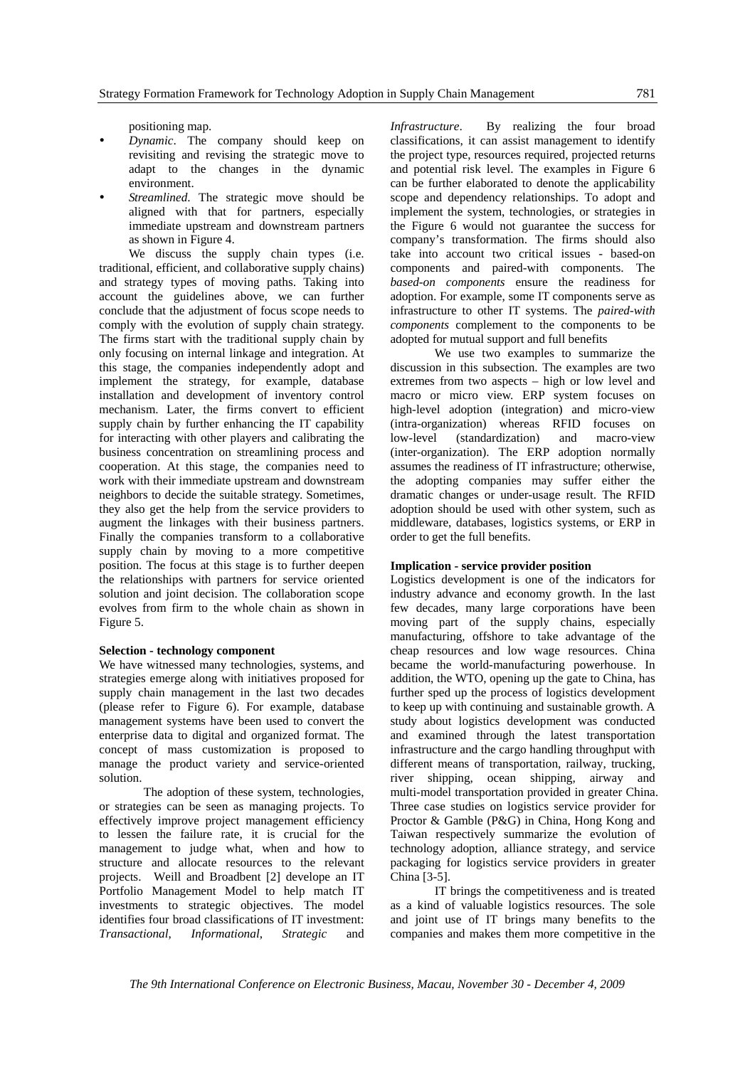positioning map.

- *Dynamic*. The company should keep on revisiting and revising the strategic move to adapt to the changes in the dynamic environment.
- *Streamlined*. The strategic move should be aligned with that for partners, especially immediate upstream and downstream partners as shown in Figure 4.

We discuss the supply chain types (i.e. traditional, efficient, and collaborative supply chains) and strategy types of moving paths. Taking into account the guidelines above, we can further conclude that the adjustment of focus scope needs to comply with the evolution of supply chain strategy. The firms start with the traditional supply chain by only focusing on internal linkage and integration. At this stage, the companies independently adopt and implement the strategy, for example, database installation and development of inventory control mechanism. Later, the firms convert to efficient supply chain by further enhancing the IT capability for interacting with other players and calibrating the business concentration on streamlining process and cooperation. At this stage, the companies need to work with their immediate upstream and downstream neighbors to decide the suitable strategy. Sometimes, they also get the help from the service providers to augment the linkages with their business partners. Finally the companies transform to a collaborative supply chain by moving to a more competitive position. The focus at this stage is to further deepen the relationships with partners for service oriented solution and joint decision. The collaboration scope evolves from firm to the whole chain as shown in Figure 5.

**Selection - technology component**

We have witnessed many technologies, systems, and strategies emerge along with initiatives proposed for supply chain management in the last two decades (please refer to Figure 6). For example, database management systems have been used to convert the enterprise data to digital and organized format. The concept of mass customization is proposed to manage the product variety and service-oriented solution.

The adoption of these system, technologies, or strategies can be seen as managing projects. To effectively improve project management efficiency to lessen the failure rate, it is crucial for the management to judge what, when and how to structure and allocate resources to the relevant projects. Weill and Broadbent [2] develope an IT Portfolio Management Model to help match IT investments to strategic objectives. The model identifies four broad classifications of IT investment: *Transactional*, *Informational*, *Strategic* and *Infrastructure*. By realizing the four broad classifications, it can assist management to identify the project type, resources required, projected returns and potential risk level. The examples in Figure 6 can be further elaborated to denote the applicability scope and dependency relationships. To adopt and implement the system, technologies, or strategies in the Figure 6 would not guarantee the success for company's transformation. The firms should also take into account two critical issues - based-on components and paired-with components. The *based-on components* ensure the readiness for adoption. For example, some IT components serve as infrastructure to other IT systems. The *paired-with components* complement to the components to be adopted for mutual support and full benefits

We use two examples to summarize the discussion in this subsection. The examples are two extremes from two aspects – high or low level and macro or micro view. ERP system focuses on high-level adoption (integration) and micro-view (intra-organization) whereas RFID focuses on low-level (standardization) and macro-view (inter-organization). The ERP adoption normally assumes the readiness of IT infrastructure; otherwise, the adopting companies may suffer either the dramatic changes or under-usage result. The RFID adoption should be used with other system, such as middleware, databases, logistics systems, or ERP in order to get the full benefits.

**Implication - service provider position**

Logistics development is one of the indicators for industry advance and economy growth. In the last few decades, many large corporations have been moving part of the supply chains, especially manufacturing, offshore to take advantage of the cheap resources and low wage resources. China became the world-manufacturing powerhouse. In addition, the WTO, opening up the gate to China, has further sped up the process of logistics development to keep up with continuing and sustainable growth. A study about logistics development was conducted and examined through the latest transportation infrastructure and the cargo handling throughput with different means of transportation, railway, trucking, river shipping, ocean shipping, airway and multi-model transportation provided in greater China. Three case studies on logistics service provider for Proctor & Gamble (P&G) in China, Hong Kong and Taiwan respectively summarize the evolution of technology adoption, alliance strategy, and service packaging for logistics service providers in greater China [3-5].

IT brings the competitiveness and is treated as a kind of valuable logistics resources. The sole and joint use of IT brings many benefits to the companies and makes them more competitive in the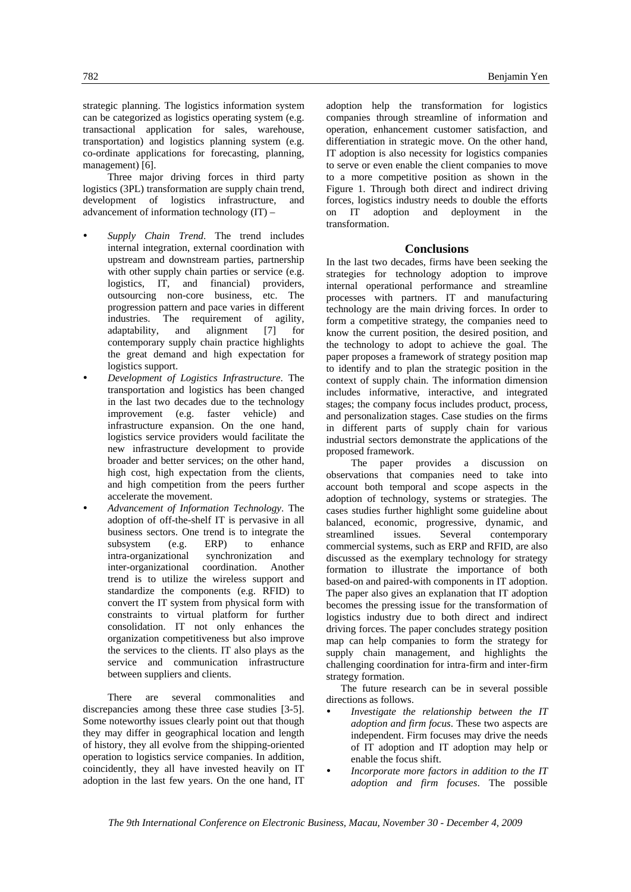strategic planning. The logistics information system can be categorized as logistics operating system (e.g. transactional application for sales, warehouse, transportation) and logistics planning system (e.g. co-ordinate applications for forecasting, planning, management) [6].

Three major driving forces in third party logistics (3PL) transformation are supply chain trend, development of logistics infrastructure, and advancement of information technology (IT) –

- *Supply Chain Trend*. The trend includes internal integration, external coordination with upstream and downstream parties, partnership with other supply chain parties or service (e.g. logistics, IT, and financial) providers, outsourcing non-core business, etc. The progression pattern and pace varies in different industries. The requirement of agility, adaptability, and alignment [7] for contemporary supply chain practice highlights the great demand and high expectation for logistics support.
- *Development of Logistics Infrastructure*. The transportation and logistics has been changed in the last two decades due to the technology improvement (e.g. faster vehicle) and infrastructure expansion. On the one hand, logistics service providers would facilitate the new infrastructure development to provide broader and better services; on the other hand, high cost, high expectation from the clients, and high competition from the peers further accelerate the movement.
- *Advancement of Information Technology*. The adoption of off-the-shelf IT is pervasive in all business sectors. One trend is to integrate the subsystem (e.g. ERP) to enhance intra-organizational synchronization and inter-organizational coordination. Another trend is to utilize the wireless support and standardize the components (e.g. RFID) to convert the IT system from physical form with constraints to virtual platform for further consolidation. IT not only enhances the organization competitiveness but also improve the services to the clients. IT also plays as the service and communication infrastructure between suppliers and clients.

There are several commonalities and discrepancies among these three case studies [3-5]. Some noteworthy issues clearly point out that though they may differ in geographical location and length of history, they all evolve from the shipping-oriented operation to logistics service companies. In addition, coincidently, they all have invested heavily on IT adoption in the last few years. On the one hand, IT adoption help the transformation for logistics companies through streamline of information and operation, enhancement customer satisfaction, and differentiation in strategic move. On the other hand, IT adoption is also necessity for logistics companies to serve or even enable the client companies to move to a more competitive position as shown in the Figure 1. Through both direct and indirect driving forces, logistics industry needs to double the efforts on IT adoption and deployment in the transformation.

## Conclusions

In the last two decades, firms have been seeking the strategies for technology adoption to improve internal operational performance and streamline processes with partners. IT and manufacturing technology are the main driving forces. In order to form a competitive strategy, the companies need to know the current position, the desired position, and the technology to adopt to achieve the goal. The paper proposes a framework of strategy position map to identify and to plan the strategic position in the context of supply chain. The information dimension includes informative, interactive, and integrated stages; the company focus includes product, process, and personalization stages. Case studies on the firms in different parts of supply chain for various industrial sectors demonstrate the applications of the proposed framework.

The paper provides a discussion on observations that companies need to take into account both temporal and scope aspects in the adoption of technology, systems or strategies. The cases studies further highlight some guideline about balanced, economic, progressive, dynamic, and streamlined issues. Several contemporary commercial systems, such as ERP and RFID, are also discussed as the exemplary technology for strategy formation to illustrate the importance of both based-on and paired-with components in IT adoption. The paper also gives an explanation that IT adoption becomes the pressing issue for the transformation of logistics industry due to both direct and indirect driving forces. The paper concludes strategy position map can help companies to form the strategy for supply chain management, and highlights the challenging coordination for intra-firm and inter-firm strategy formation.

The future research can be in several possible directions as follows.

- *Investigate the relationship between the IT adoption and firm focus*. These two aspects are independent. Firm focuses may drive the needs of IT adoption and IT adoption may help or enable the focus shift.
- *Incorporate more factors in addition to the IT adoption and firm focuses*. The possible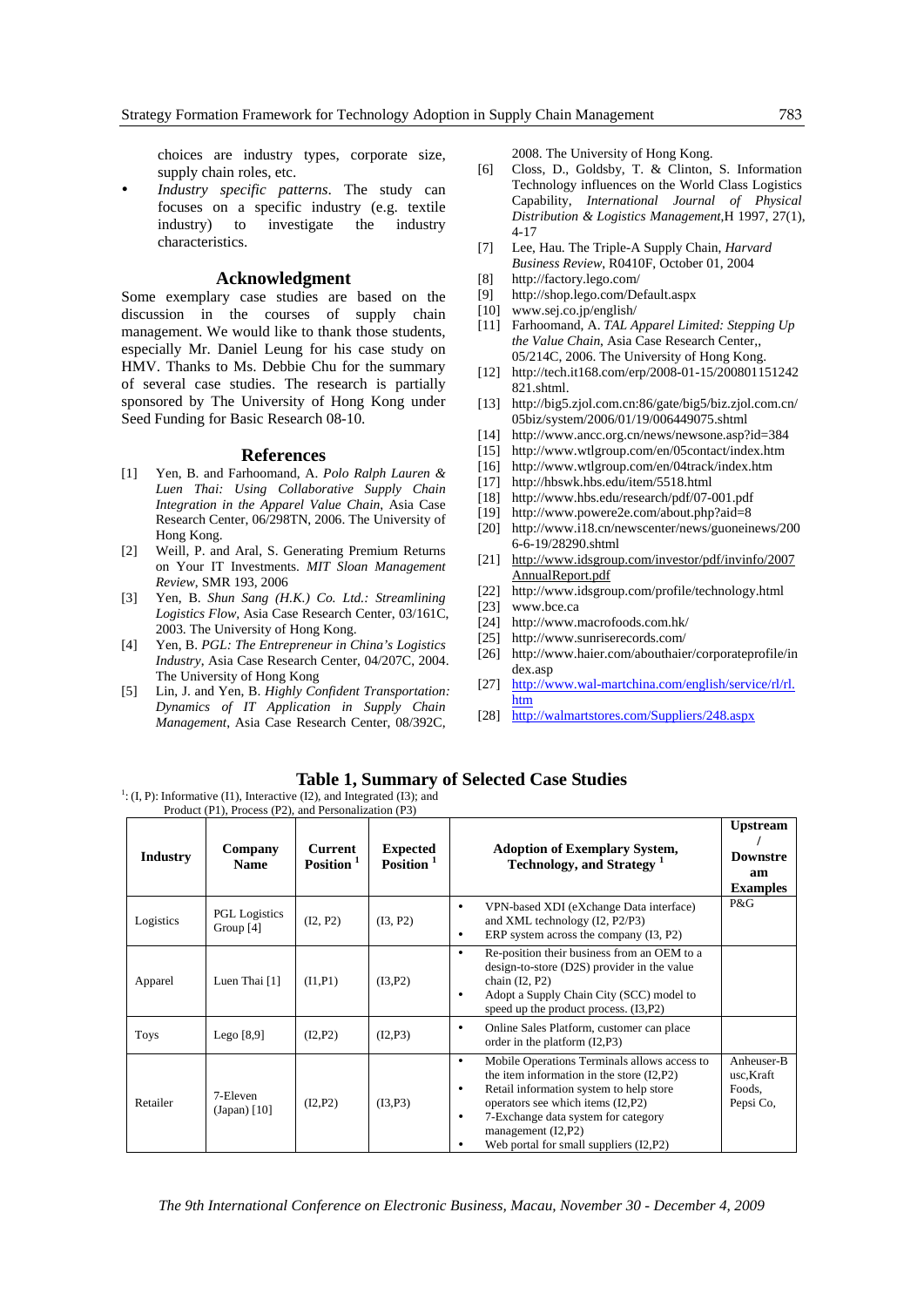choices are industry types, corporate size, supply chain roles, etc.

- *Industry specific patterns*. The study can focuses on a specific industry (e.g. textile industry) to investigate the industry characteristics.

## Acknowledgment

Some exemplary case studies are based on the discussion in the courses of supply chain management. We would like to thank those students, especially Mr. Daniel Leung for his case study on HMV. Thanks to Ms. Debbie Chu for the summary of several case studies. The research is partially sponsored by The University of Hong Kong under Seed Funding for Basic Research 08-10.

## References

[1] Yen, B. and Farhoomand, A. *Polo Ralph Lauren & Luen Thai: Using Collaborative Supply Chain Integration in the Apparel Value Chain*, Asia Case Research Center, 06/298TN, 2006. The University of Hong Kong.

[2] Weill, P. and Aral, S. Generating Premium Returns on Your IT Investments. *MIT Sloan Management Review*, SMR 193, 2006

[3] Yen, B. *Shun Sang (H.K.) Co. Ltd.: Streamlining Logistics Flow*, Asia Case Research Center, 03/161C, 2003. The University of Hong Kong.

[4] Yen, B. *PGL: The Entrepreneur in China's Logistics Industry*, Asia Case Research Center, 04/207C, 2004. The University of Hong Kong

[5] Lin, J. and Yen, B. *Highly Confident Transportation: Dynamics of IT Application in Supply Chain Management*, Asia Case Research Center, 08/392C, 2008. The University of Hong Kong.

[6] Closs, D., Goldsby, T. & Clinton, S. Information Technology influences on the World Class Logistics Capability, *International Journal of Physical Distribution & Logistics Management*,H 1997, 27(1), 4-17

[7] Lee, Hau. The Triple-A Supply Chain, *Harvard Business Review*, R0410F, October 01, 2004

[8] http://factory.lego.com/

[9] http://shop.lego.com/Default.aspx

[10] www.sej.co.jp/english/

[11] Farhoomand, A. *TAL Apparel Limited: Stepping Up the Value Chain*, Asia Case Research Center,, 05/214C, 2006. The University of Hong Kong.

[12] http://tech.it168.com/erp/2008-01-15/200801151242821.shtml.

[13] http://big5.zjol.com.cn:86/gate/big5/biz.zjol.com.cn/05biz/system/2006/01/19/006449075.shtml

[14] http://www.ancc.org.cn/news/newsone.asp?id=384

[15] http://www.wtlgroup.com/en/05contact/index.htm

[16] http://www.wtlgroup.com/en/04track/index.htm

[17] http://hbswk.hbs.edu/item/5518.html

[18] http://www.hbs.edu/research/pdf/07-001.pdf

[19] http://www.powere2e.com/about.php?aid=8

[20] http://www.i18.cn/newscenter/news/guoneinews/2006-6-19/28290.shtml

[21] http://www.idsgroup.com/investor/pdf/invinfo/2007AnnualReport.pdf

[22] http://www.idsgroup.com/profile/technology.html

[23] www.bce.ca

[24] http://www.macrofoods.com.hk/

[25] http://www.sunriserecords.com/

[26] http://www.haier.com/abouthaier/corporateprofile/index.asp

[27] http://www.wal-martchina.com/english/service/rl/rl.htm

[28] http://walmartstores.com/Suppliers/248.aspx

**Table 1, Summary of Selected Case Studies**

[1]: (I, P): Informative (I1), Interactive (I2), and Integrated (I3); and Product (P1), Process (P2), and Personalization (P3)

| Industry | Company Name | Current Position [1] | Expected Position [1] | Adoption of Exemplary System, Technology, and Strategy [1] | Upstream / Downstream Examples |
|---|---|---|---|---|---|
| Logistics | PGL Logistics Group [4] | (I2, P2) | (I3, P2) | • VPN-based XDI (eXchange Data interface) and XML technology (I2, P2/P3)<br>• ERP system across the company (I3, P2) | P&G |
| Apparel | Luen Thai [1] | (I1,P1) | (I3,P2) | • Re-position their business from an OEM to a design-to-store (D2S) provider in the value chain (I2, P2)<br>• Adopt a Supply Chain City (SCC) model to speed up the product process. (I3,P2) | |
| Toys | Lego [8,9] | (I2,P2) | (I2,P3) | • Online Sales Platform, customer can place order in the platform (I2,P3) | |
| Retailer | 7-Eleven (Japan) [10] | (I2,P2) | (I3,P3) | • Mobile Operations Terminals allows access to the item information in the store (I2,P2)<br>• Retail information system to help store operators see which items (I2,P2)<br>• 7-Exchange data system for category management (I2,P2)<br>• Web portal for small suppliers (I2,P2) | Anheuser-Busc,Kraft Foods, Pepsi Co, |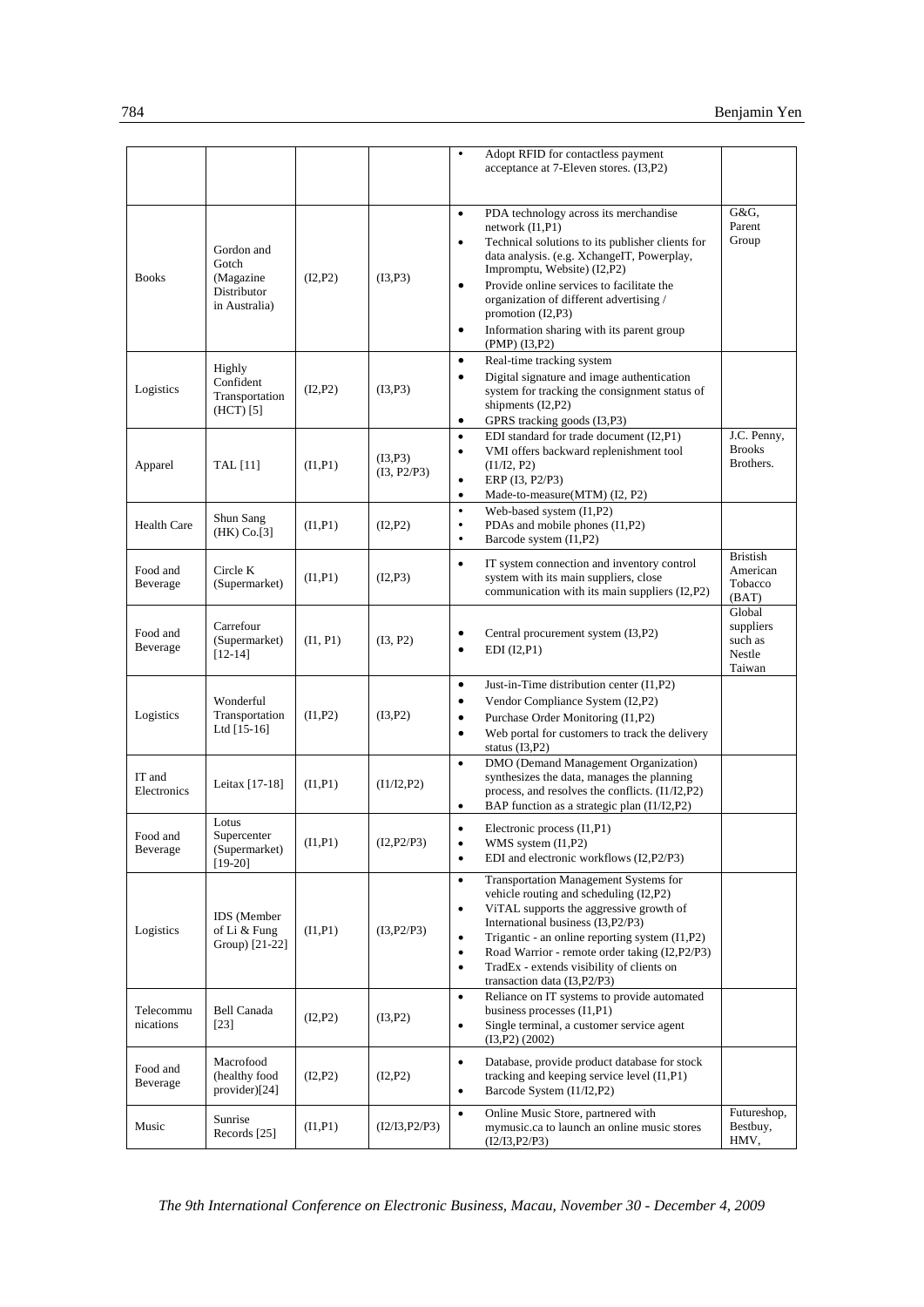| | | | | | |
|---|---|---|---|---|---|
| | | | | • Adopt RFID for contactless payment acceptance at 7-Eleven stores. (I3,P2) | |
| Books | Gordon and Gotch (Magazine Distributor in Australia) | (I2,P2) | (I3,P3) | • PDA technology across its merchandise network (I1,P1)<br>• Technical solutions to its publisher clients for data analysis. (e.g. XchangeIT, Powerplay, Impromptu, Website) (I2,P2)<br>• Provide online services to facilitate the organization of different advertising / promotion (I2,P3)<br>• Information sharing with its parent group (PMP) (I3,P2) | G&G, Parent Group |
| Logistics | Highly Confident Transportation (HCT) [5] | (I2,P2) | (I3,P3) | • Real-time tracking system<br>• Digital signature and image authentication system for tracking the consignment status of shipments (I2,P2)<br>• GPRS tracking goods (I3,P3) | |
| Apparel | TAL [11] | (I1,P1) | (I3,P3) (I3, P2/P3) | • EDI standard for trade document (I2,P1)<br>• VMI offers backward replenishment tool (I1/I2, P2)<br>• ERP (I3, P2/P3)<br>• Made-to-measure(MTM) (I2, P2) | J.C. Penny, Brooks Brothers. |
| Health Care | Shun Sang (HK) Co.[3] | (I1,P1) | (I2,P2) | • Web-based system (I1,P2)<br>• PDAs and mobile phones (I1,P2)<br>• Barcode system (I1,P2) | |
| Food and Beverage | Circle K (Supermarket) | (I1,P1) | (I2,P3) | • IT system connection and inventory control system with its main suppliers, close communication with its main suppliers (I2,P2) | Bristish American Tobacco (BAT) |
| Food and Beverage | Carrefour (Supermarket) [12-14] | (I1, P1) | (I3, P2) | • Central procurement system (I3,P2)<br>• EDI (I2,P1) | Global suppliers such as Nestle Taiwan |
| Logistics | Wonderful Transportation Ltd [15-16] | (I1,P2) | (I3,P2) | • Just-in-Time distribution center (I1,P2)<br>• Vendor Compliance System (I2,P2)<br>• Purchase Order Monitoring (I1,P2)<br>• Web portal for customers to track the delivery status (I3,P2) | |
| IT and Electronics | Leitax [17-18] | (I1,P1) | (I1/I2,P2) | • DMO (Demand Management Organization) synthesizes the data, manages the planning process, and resolves the conflicts. (I1/I2,P2)<br>• BAP function as a strategic plan (I1/I2,P2) | |
| Food and Beverage | Lotus Supercenter (Supermarket) [19-20] | (I1,P1) | (I2,P2/P3) | • Electronic process (I1,P1)<br>• WMS system (I1,P2)<br>• EDI and electronic workflows (I2,P2/P3) | |
| Logistics | IDS (Member of Li & Fung Group) [21-22] | (I1,P1) | (I3,P2/P3) | • Transportation Management Systems for vehicle routing and scheduling (I2,P2)<br>• ViTAL supports the aggressive growth of International business (I3,P2/P3)<br>• Trigantic - an online reporting system (I1,P2)<br>• Road Warrior - remote order taking (I2,P2/P3)<br>• TradEx - extends visibility of clients on transaction data (I3,P2/P3) | |
| Telecommu nications | Bell Canada [23] | (I2,P2) | (I3,P2) | • Reliance on IT systems to provide automated business processes (I1,P1)<br>• Single terminal, a customer service agent (I3,P2) (2002) | |
| Food and Beverage | Macrofood (healthy food provider)[24] | (I2,P2) | (I2,P2) | • Database, provide product database for stock tracking and keeping service level (I1,P1)<br>• Barcode System (I1/I2,P2) | |
| Music | Sunrise Records [25] | (I1,P1) | (I2/I3,P2/P3) | • Online Music Store, partnered with mymusic.ca to launch an online music stores (I2/I3,P2/P3) | Futureshop, Bestbuy, HMV, |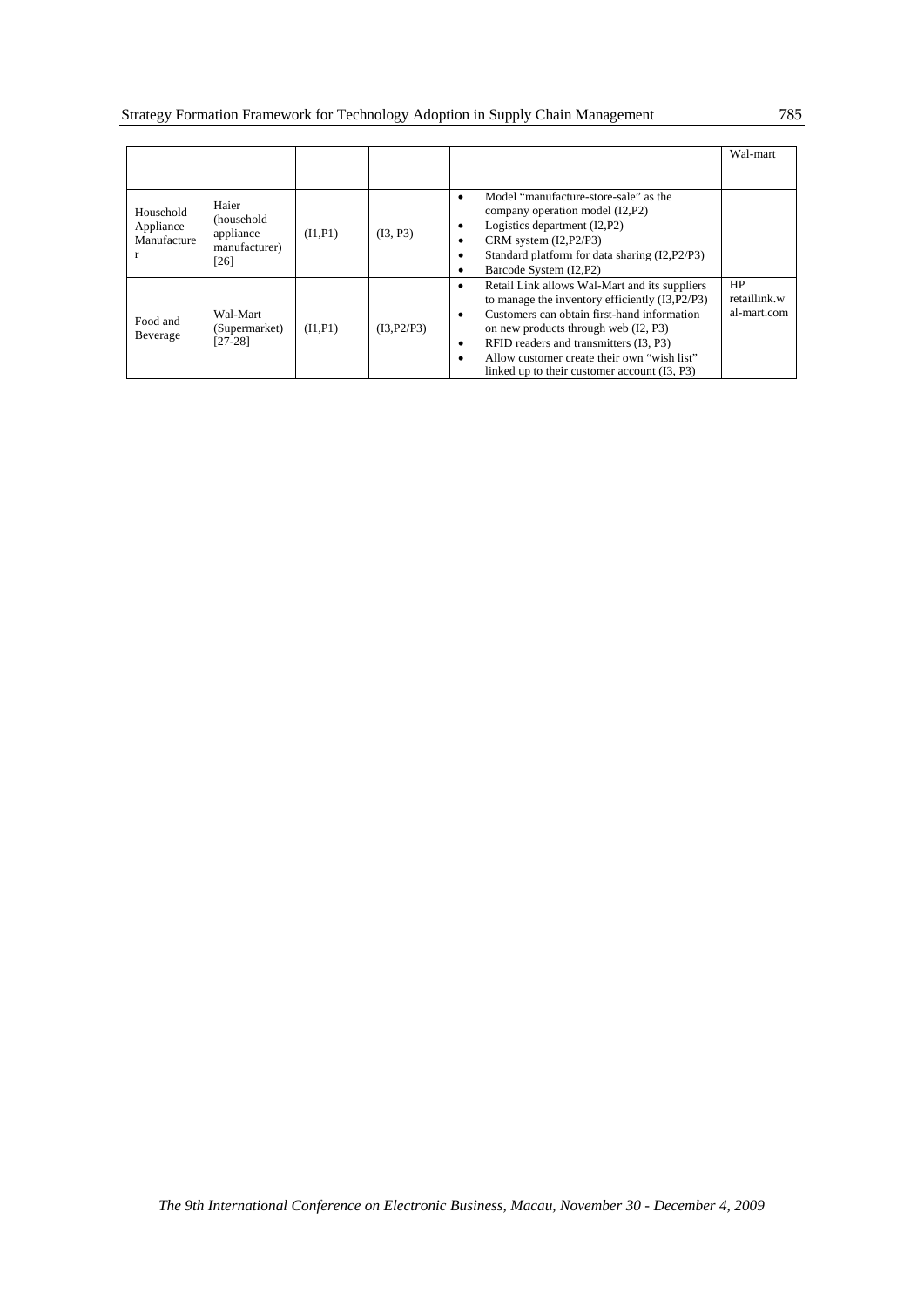| | | | | | Wal-mart |
|---|---|---|---|---|---|
| Household Appliance Manufacturer | Haier (household appliance manufacturer) [26] | (I1,P1) | (I3, P3) | • Model "manufacture-store-sale" as the company operation model (I2,P2)<br>• Logistics department (I2,P2)<br>• CRM system (I2,P2/P3)<br>• Standard platform for data sharing (I2,P2/P3)<br>• Barcode System (I2,P2) | |
| Food and Beverage | Wal-Mart (Supermarket) [27-28] | (I1,P1) | (I3,P2/P3) | • Retail Link allows Wal-Mart and its suppliers to manage the inventory efficiently (I3,P2/P3)<br>• Customers can obtain first-hand information on new products through web (I2, P3)<br>• RFID readers and transmitters (I3, P3)<br>• Allow customer create their own "wish list" linked up to their customer account (I3, P3) | HP retaillink.wal-mart.com |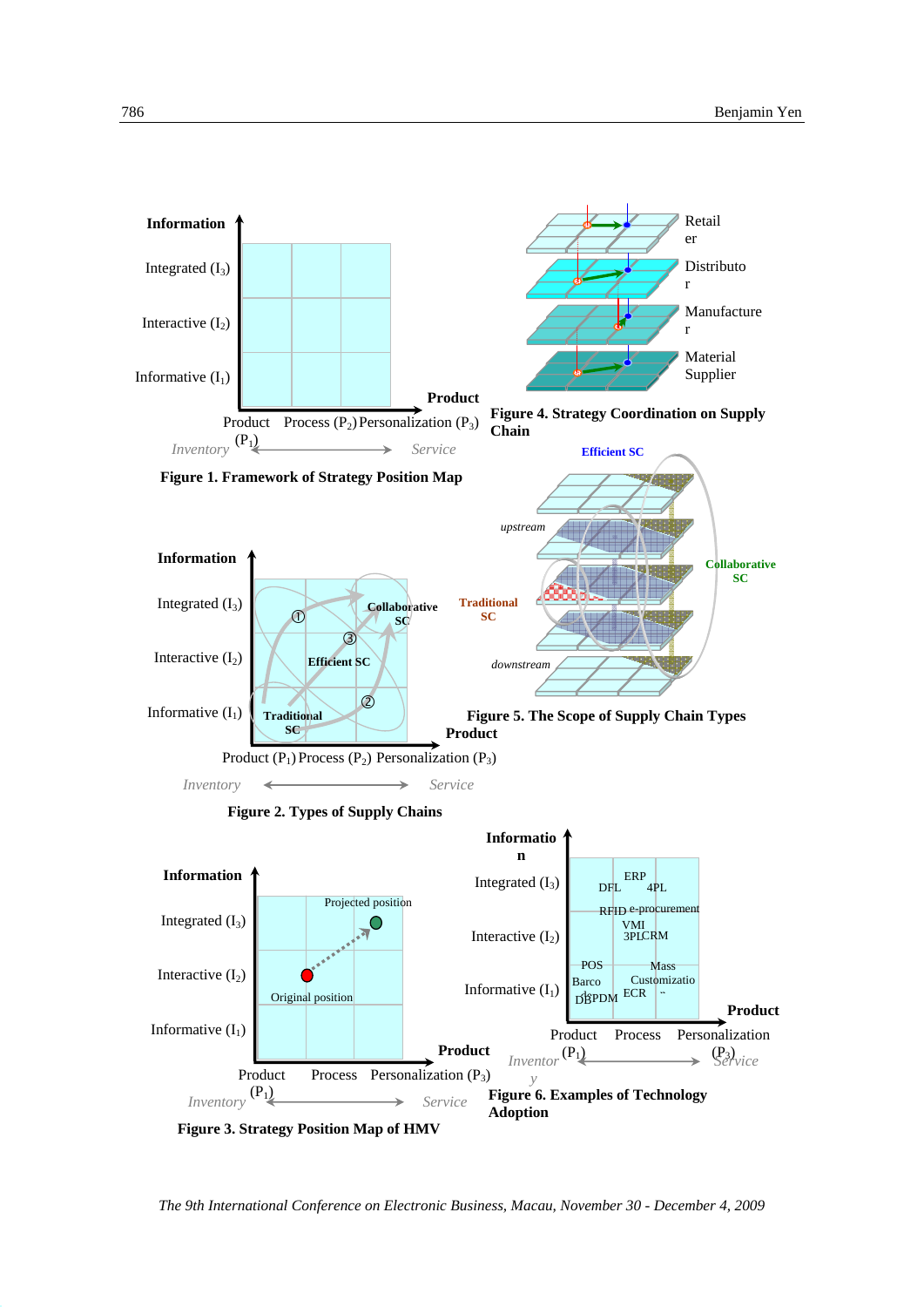Information

Integrated ($I_3$)

Interactive ($I_2$)

Informative ($I_1$)

Product

Product ($P_1$) Process ($P_2$) Personalization ($P_3$)

Inventory Service

**Figure 1. Framework of Strategy Position Map**

Retailer

Distributor

Manufacturer

Material Supplier

**Figure 4. Strategy Coordination on Supply Chain**

Efficient SC

upstream

Collaborative SC

Traditional SC

downstream

**Figure 5. The Scope of Supply Chain Types**

Information

Integrated ($I_3$)

Interactive ($I_2$)

Informative ($I_1$)

① ② ③

Collaborative SC

Efficient SC

Traditional SC

Product

Product ($P_1$) Process ($P_2$) Personalization ($P_3$)

Inventory Service

**Figure 2. Types of Supply Chains**

Information

Integrated ($I_3$)

Interactive ($I_2$)

Informative ($I_1$)

Projected position

Original position

Product

Product ($P_1$) Process Personalization ($P_3$)

Inventory Service

**Figure 3. Strategy Position Map of HMV**

Information

Integrated ($I_3$)

Interactive ($I_2$)

Informative ($I_1$)

ERP DFL 4PL

RFID e-procurement

VMI 3PL CRM

POS Barcode DBPDM ECR Mass Customization

Product

Product ($P_1$) Process Personalization ($P_3$)

Inventory Service

**Figure 6. Examples of Technology Adoption**